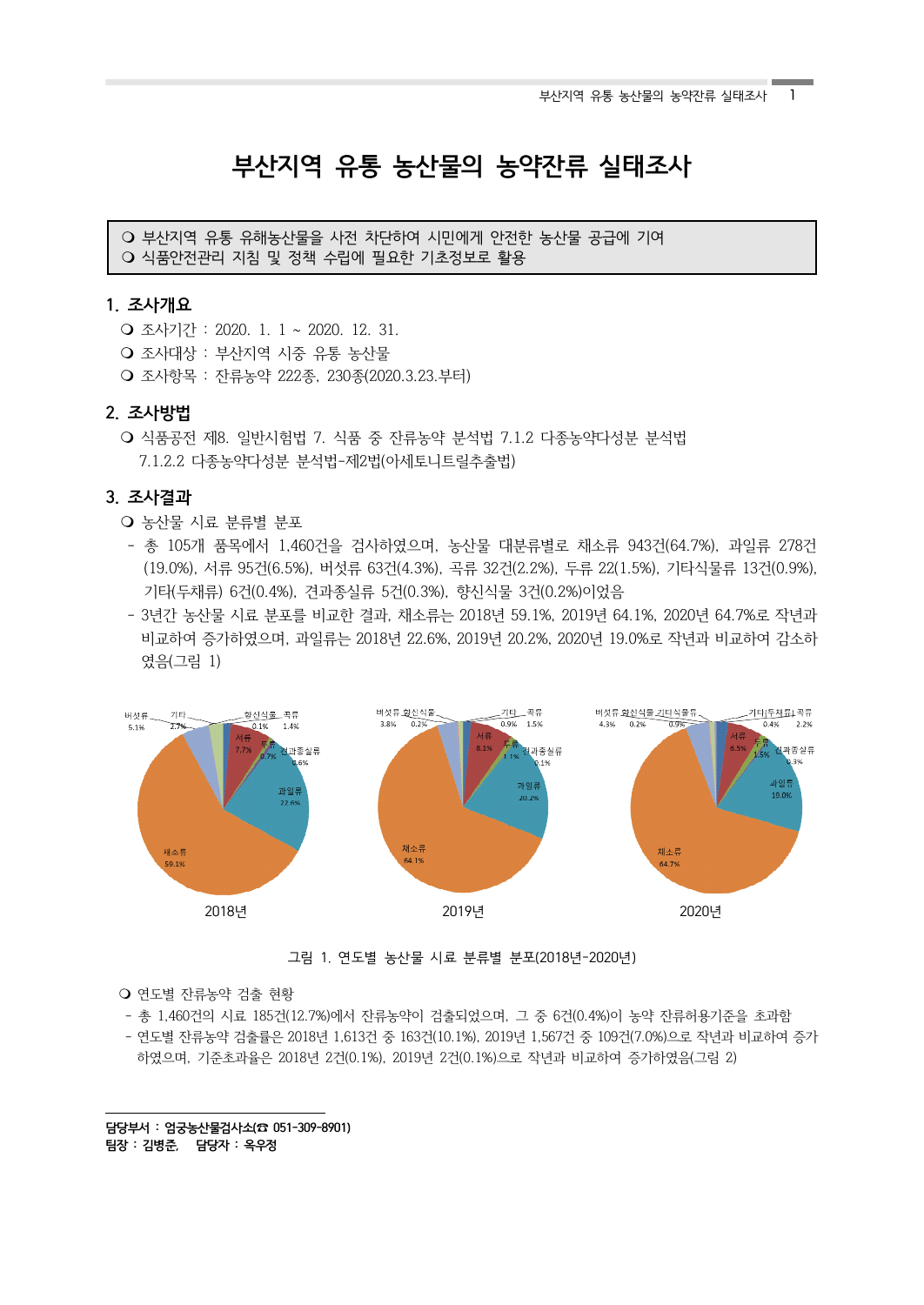# 부산지역 유통 농산물의 농약잔류 실태조사

❍ 부산지역 유통 유해농산물을 사전 차단하여 시민에게 안전한 농산물 공급에 기여
❍ 식품안전관리 지침 및 정책 수립에 필요한 기초정보로 활용

## 1. 조사개요

❍ 조사기간 : 2020. 1. 1 ~ 2020. 12. 31.
❍ 조사대상 : 부산지역 시중 유통 농산물
❍ 조사항목 : 잔류농약 222종, 230종(2020.3.23.부터)

## 2. 조사방법

❍ 식품공전 제8. 일반시험법 7. 식품 중 잔류농약 분석법 7.1.2 다종농약다성분 분석법 7.1.2.2 다종농약다성분 분석법-제2법(아세토니트릴추출법)

## 3. 조사결과

❍ 농산물 시료 분류별 분포

- 총 105개 품목에서 1,460건을 검사하였으며, 농산물 대분류별로 채소류 943건(64.7%), 과일류 278건(19.0%), 서류 95건(6.5%), 버섯류 63건(4.3%), 곡류 32건(2.2%), 두류 22(1.5%), 기타식물류 13건(0.9%), 기타(두채류) 6건(0.4%), 견과종실류 5건(0.3%), 향신식물 3건(0.2%)이었음
- 3년간 농산물 시료 분포를 비교한 결과, 채소류는 2018년 59.1%, 2019년 64.1%, 2020년 64.7%로 작년과 비교하여 증가하였으며, 과일류는 2018년 22.6%, 2019년 20.2%, 2020년 19.0%로 작년과 비교하여 감소하였음(그림 1)

그림 1. 연도별 농산물 시료 분류별 분포(2018년-2020년)

❍ 연도별 잔류농약 검출 현황

- 총 1,460건의 시료 185건(12.7%)에서 잔류농약이 검출되었으며, 그 중 6건(0.4%)이 농약 잔류허용기준을 초과함
- 연도별 잔류농약 검출률은 2018년 1,613건 중 163건(10.1%), 2019년 1,567건 중 109건(7.0%)으로 작년과 비교하여 증가하였으며, 기준초과율은 2018년 2건(0.1%), 2019년 2건(0.1%)으로 작년과 비교하여 증가하였음(그림 2)

---

**담당부서 : 엄궁농산물검사소(☎ 051-309-8901)**
**팀장 : 김병준, 담당자 : 옥우정**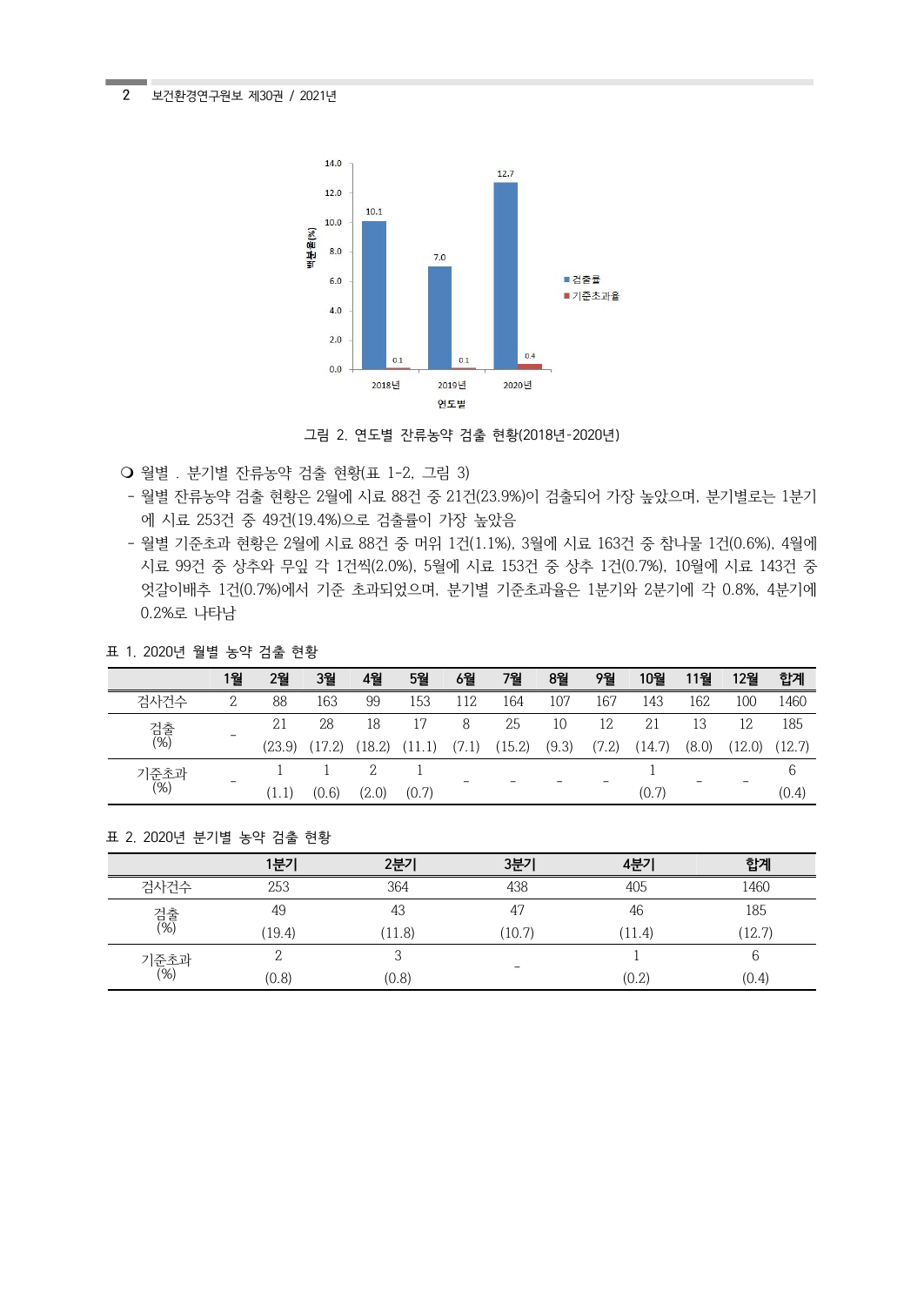그림 2. 연도별 잔류농약 검출 현황(2018년-2020년)

❍ 월별 . 분기별 잔류농약 검출 현황(표 1-2, 그림 3)

- 월별 잔류농약 검출 현황은 2월에 시료 88건 중 21건(23.9%)이 검출되어 가장 높았으며, 분기별로는 1분기에 시료 253건 중 49건(19.4%)으로 검출률이 가장 높았음
- 월별 기준초과 현황은 2월에 시료 88건 중 머위 1건(1.1%), 3월에 시료 163건 중 참나물 1건(0.6%), 4월에 시료 99건 중 상추와 무잎 각 1건씩(2.0%), 5월에 시료 153건 중 상추 1건(0.7%), 10월에 시료 143건 중 엇갈이배추 1건(0.7%)에서 기준 초과되었으며, 분기별 기준초과율은 1분기와 2분기에 각 0.8%, 4분기에 0.2%로 나타남

표 1. 2020년 월별 농약 검출 현황

| | 1월 | 2월 | 3월 | 4월 | 5월 | 6월 | 7월 | 8월 | 9월 | 10월 | 11월 | 12월 | 합계 |
|---|---|---|---|---|---|---|---|---|---|---|---|---|---|
| 검사건수 | 2 | 88 | 163 | 99 | 153 | 112 | 164 | 107 | 167 | 143 | 162 | 100 | 1460 |
| 검출 (%) | - | 21 (23.9) | 28 (17.2) | 18 (18.2) | 17 (11.1) | 8 (7.1) | 25 (15.2) | 10 (9.3) | 12 (7.2) | 21 (14.7) | 13 (8.0) | 12 (12.0) | 185 (12.7) |
| 기준초과 (%) | - | 1 (1.1) | 1 (0.6) | 2 (2.0) | 1 (0.7) | - | - | - | - | 1 (0.7) | - | - | 6 (0.4) |

표 2. 2020년 분기별 농약 검출 현황

| | 1분기 | 2분기 | 3분기 | 4분기 | 합계 |
|---|---|---|---|---|---|
| 검사건수 | 253 | 364 | 438 | 405 | 1460 |
| 검출 (%) | 49 (19.4) | 43 (11.8) | 47 (10.7) | 46 (11.4) | 185 (12.7) |
| 기준초과 (%) | 2 (0.8) | 3 (0.8) | - | 1 (0.2) | 6 (0.4) |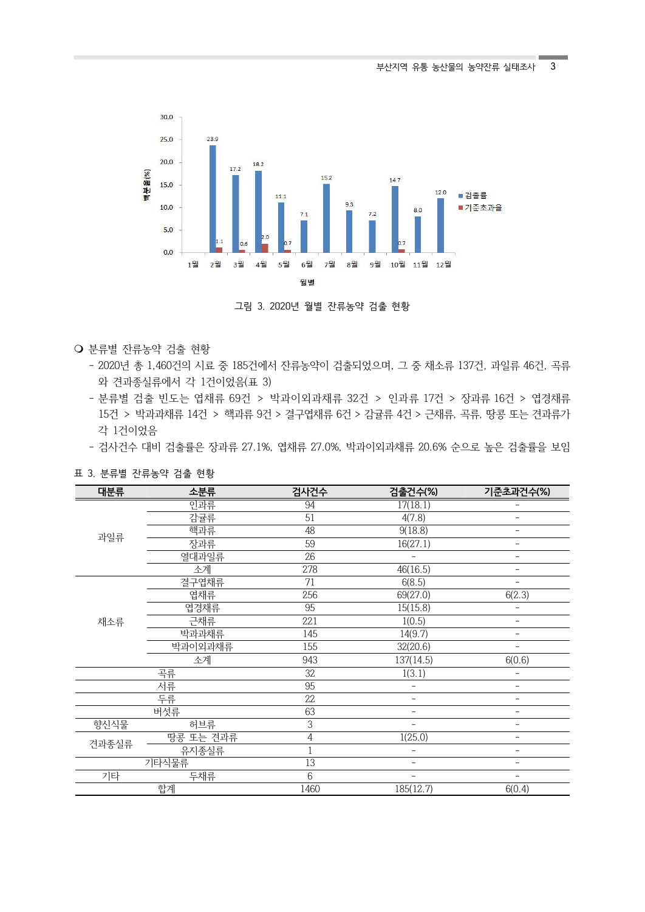그림 3. 2020년 월별 잔류농약 검출 현황

❍ 분류별 잔류농약 검출 현황

- 2020년 총 1,460건의 시료 중 185건에서 잔류농약이 검출되었으며, 그 중 채소류 137건, 과일류 46건, 곡류와 견과종실류에서 각 1건이었음(표 3)
- 분류별 검출 빈도는 엽채류 69건 > 박과이외과채류 32건 > 인과류 17건 > 장과류 16건 > 엽경채류 15건 > 박과과채류 14건 > 핵과류 9건 > 결구엽채류 6건 > 감귤류 4건 > 근채류, 곡류, 땅콩 또는 견과류가 각 1건이었음
- 검사건수 대비 검출률은 장과류 27.1%, 엽채류 27.0%, 박과이외과채류 20.6% 순으로 높은 검출률을 보임

표 3. 분류별 잔류농약 검출 현황

| 대분류 | 소분류 | 검사건수 | 검출건수(%) | 기준초과건수(%) |
|---|---|---|---|---|
| 과일류 | 인과류 | 94 | 17(18.1) | - |
| | 감귤류 | 51 | 4(7.8) | - |
| | 핵과류 | 48 | 9(18.8) | - |
| | 장과류 | 59 | 16(27.1) | - |
| | 열대과일류 | 26 | - | - |
| | 소계 | 278 | 46(16.5) | - |
| 채소류 | 결구엽채류 | 71 | 6(8.5) | - |
| | 엽채류 | 256 | 69(27.0) | 6(2.3) |
| | 엽경채류 | 95 | 15(15.8) | - |
| | 근채류 | 221 | 1(0.5) | - |
| | 박과과채류 | 145 | 14(9.7) | - |
| | 박과이외과채류 | 155 | 32(20.6) | - |
| | 소계 | 943 | 137(14.5) | 6(0.6) |
| 곡류 | | 32 | 1(3.1) | - |
| 서류 | | 95 | - | - |
| 두류 | | 22 | - | - |
| 버섯류 | | 63 | - | - |
| 향신식물 | 허브류 | 3 | - | - |
| 견과종실류 | 땅콩 또는 견과류 | 4 | 1(25.0) | - |
| | 유지종실류 | 1 | - | - |
| 기타식물류 | | 13 | - | - |
| 기타 | 두채류 | 6 | - | - |
| 합계 | | 1460 | 185(12.7) | 6(0.4) |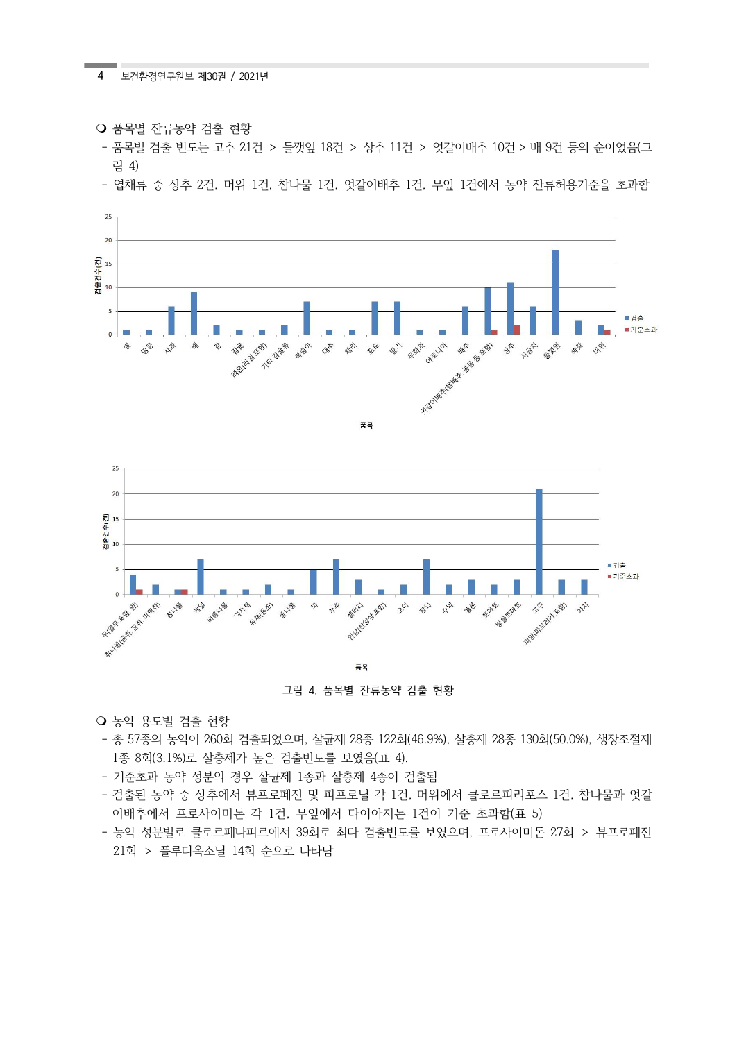❍ 품목별 잔류농약 검출 현황

- 품목별 검출 빈도는 고추 21건 > 들깻잎 18건 > 상추 11건 > 엇갈이배추 10건 > 배 9건 등의 순이었음(그림 4)
- 엽채류 중 상추 2건, 머위 1건, 참나물 1건, 엇갈이배추 1건, 무잎 1건에서 농약 잔류허용기준을 초과함

그림 4. 품목별 잔류농약 검출 현황

❍ 농약 용도별 검출 현황

- 총 57종의 농약이 260회 검출되었으며, 살균제 28종 122회(46.9%), 살충제 28종 130회(50.0%), 생장조절제 1종 8회(3.1%)로 살충제가 높은 검출빈도를 보였음(표 4).
- 기준초과 농약 성분의 경우 살균제 1종과 살충제 4종이 검출됨
- 검출된 농약 중 상추에서 뷰프로페진 및 피프로닐 각 1건, 머위에서 클로르피리포스 1건, 참나물과 엇갈이배추에서 프로사이미돈 각 1건, 무잎에서 다이아지논 1건이 기준 초과함(표 5)
- 농약 성분별로 클로르페나피르에서 39회로 최다 검출빈도를 보였으며, 프로사이미돈 27회 > 뷰프로페진 21회 > 플루디옥소닐 14회 순으로 나타남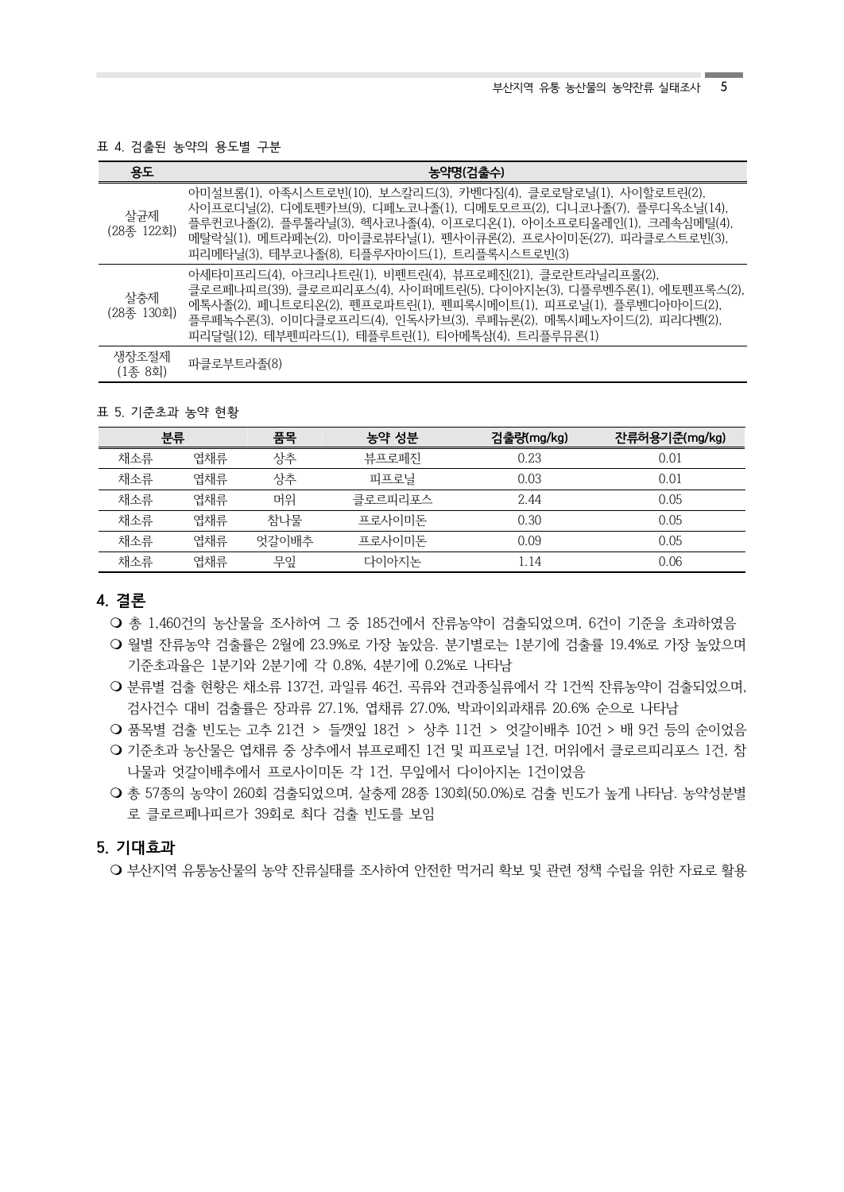표 4. 검출된 농약의 용도별 구분

| 용도 | 농약명(검출수) |
|---|---|
| 살균제 (28종 122회) | 아미설브롬(1), 아족시스트로빈(10), 보스칼리드(3), 카벤다짐(4), 클로로탈로닐(1), 사이할로트린(2), 사이프로디닐(2), 디에토펜카브(9), 디페노코나졸(1), 디메토모르프(2), 디니코나졸(7), 플루디옥소닐(14), 플루퀸코나졸(2), 플루톨라닐(3), 헥사코나졸(4), 이프로디온(1), 아이소프로티올레인(1), 크레속심메틸(4), 메탈락실(1), 메트라페논(2), 마이클로뷰타닐(1), 펜사이큐론(2), 프로사이미돈(27), 피라클로스트로빈(3), 피리메타닐(3), 테부코나졸(8), 티플루자마이드(1), 트리플록시스트로빈(3) |
| 살충제 (28종 130회) | 아세타미프리드(4), 아크리나트린(1), 비펜트린(4), 뷰프로페진(21), 클로란트라닐리프롤(2), 클로르페나피르(39), 클로르피리포스(4), 사이퍼메트린(5), 다이아지논(3), 디플루벤주론(1), 에토펜프록스(2), 에톡사졸(2), 페니트로티온(2), 펜프로파트린(1), 펜피록시메이트(1), 피프로닐(1), 플루벤디아마이드(2), 플루페녹수론(3), 이미다클로프리드(4), 인독사카브(3), 루페뉴론(2), 메톡시페노자이드(2), 피리다벤(2), 피리달릴(12), 테부펜피라드(1), 테플루트린(1), 티아메톡삼(4), 트리플루뮤론(1) |
| 생장조절제 (1종 8회) | 파클로부트라졸(8) |

표 5. 기준초과 농약 현황

| 분류 | | 품목 | 농약 성분 | 검출량(mg/kg) | 잔류허용기준(mg/kg) |
|---|---|---|---|---|---|
| 채소류 | 엽채류 | 상추 | 뷰프로페진 | 0.23 | 0.01 |
| 채소류 | 엽채류 | 상추 | 피프로닐 | 0.03 | 0.01 |
| 채소류 | 엽채류 | 머위 | 클로르피리포스 | 2.44 | 0.05 |
| 채소류 | 엽채류 | 참나물 | 프로사이미돈 | 0.30 | 0.05 |
| 채소류 | 엽채류 | 엇갈이배추 | 프로사이미돈 | 0.09 | 0.05 |
| 채소류 | 엽채류 | 무잎 | 다이아지논 | 1.14 | 0.06 |

## 4. 결론

- 총 1,460건의 농산물을 조사하여 그 중 185건에서 잔류농약이 검출되었으며, 6건이 기준을 초과하였음
- 월별 잔류농약 검출률은 2월에 23.9%로 가장 높았음. 분기별로는 1분기에 검출률 19.4%로 가장 높았으며 기준초과율은 1분기와 2분기에 각 0.8%, 4분기에 0.2%로 나타남
- 분류별 검출 현황은 채소류 137건, 과일류 46건, 곡류와 견과종실류에서 각 1건씩 잔류농약이 검출되었으며, 검사건수 대비 검출률은 장과류 27.1%, 엽채류 27.0%, 박과이외과채류 20.6% 순으로 나타남
- 품목별 검출 빈도는 고추 21건 > 들깻잎 18건 > 상추 11건 > 엇갈이배추 10건 > 배 9건 등의 순이었음
- 기준초과 농산물은 엽채류 중 상추에서 뷰프로페진 1건 및 피프로닐 1건, 머위에서 클로르피리포스 1건, 참나물과 엇갈이배추에서 프로사이미돈 각 1건, 무잎에서 다이아지논 1건이었음
- 총 57종의 농약이 260회 검출되었으며, 살충제 28종 130회(50.0%)로 검출 빈도가 높게 나타남. 농약성분별로 클로르페나피르가 39회로 최다 검출 빈도를 보임

## 5. 기대효과

- 부산지역 유통농산물의 농약 잔류실태를 조사하여 안전한 먹거리 확보 및 관련 정책 수립을 위한 자료로 활용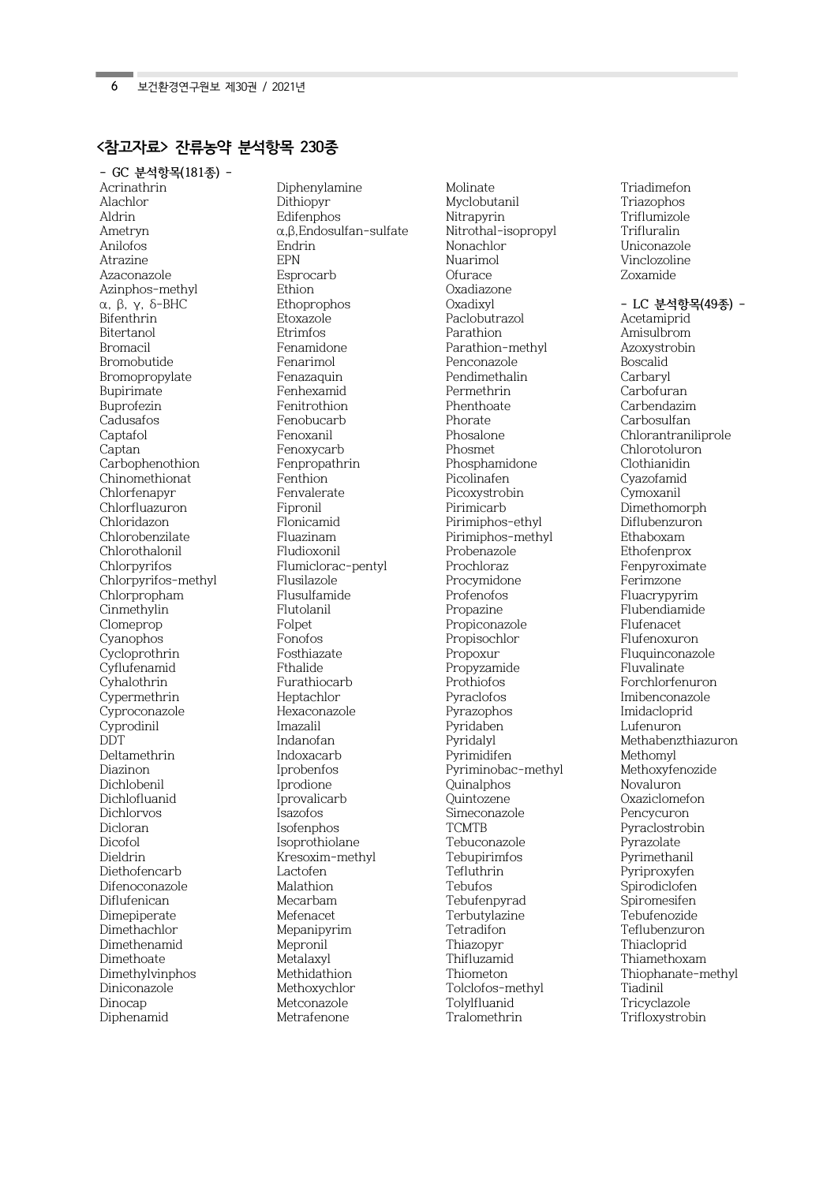## <참고자료> 잔류농약 분석항목 230종

### - GC 분석항목(181종) -

Acrinathrin
Alachlor
Aldrin
Ametryn
Anilofos
Atrazine
Azaconazole
Azinphos-methyl
α, β, γ, δ-BHC
Bifenthrin
Bitertanol
Bromacil
Bromobutide
Bromopropylate
Bupirimate
Buprofezin
Cadusafos
Captafol
Captan
Carbophenothion
Chinomethionat
Chlorfenapyr
Chlorfluazuron
Chloridazon
Chlorobenzilate
Chlorothalonil
Chlorpyrifos
Chlorpyrifos-methyl
Chlorpropham
Cinmethylin
Clomeprop
Cyanophos
Cycloprothrin
Cyflufenamid
Cyhalothrin
Cypermethrin
Cyproconazole
Cyprodinil
DDT
Deltamethrin
Diazinon
Dichlobenil
Dichlofluanid
Dichlorvos
Dicloran
Dicofol
Dieldrin
Diethofencarb
Difenoconazole
Diflufenican
Dimepiperate
Dimethachlor
Dimethenamid
Dimethoate
Dimethylvinphos
Diniconazole
Dinocap
Diphenamid
Diphenylamine
Dithiopyr
Edifenphos
α,β,Endosulfan-sulfate
Endrin
EPN
Esprocarb
Ethion
Ethoprophos
Etoxazole
Etrimfos
Fenamidone
Fenarimol
Fenazaquin
Fenhexamid
Fenitrothion
Fenobucarb
Fenoxanil
Fenoxycarb
Fenpropathrin
Fenthion
Fenvalerate
Fipronil
Flonicamid
Fluazinam
Fludioxonil
Flumiclorac-pentyl
Flusilazole
Flusulfamide
Flutolanil
Folpet
Fonofos
Fosthiazate
Fthalide
Furathiocarb
Heptachlor
Hexaconazole
Imazalil
Indanofan
Indoxacarb
Iprobenfos
Iprodione
Iprovalicarb
Isazofos
Isofenphos
Isoprothiolane
Kresoxim-methyl
Lactofen
Malathion
Mecarbam
Mefenacet
Mepanipyrim
Mepronil
Metalaxyl
Methidathion
Methoxychlor
Metconazole
Metrafenone
Molinate
Myclobutanil
Nitrapyrin
Nitrothal-isopropyl
Nonachlor
Nuarimol
Ofurace
Oxadiazone
Oxadixyl
Paclobutrazol
Parathion
Parathion-methyl
Penconazole
Pendimethalin
Permethrin
Phenthoate
Phorate
Phosalone
Phosmet
Phosphamidone
Picolinafen
Picoxystrobin
Pirimicarb
Pirimiphos-ethyl
Pirimiphos-methyl
Probenazole
Prochloraz
Procymidone
Profenofos
Propazine
Propiconazole
Propisochlor
Propoxur
Propyzamide
Prothiofos
Pyraclofos
Pyrazophos
Pyridaben
Pyridalyl
Pyrimidifen
Pyriminobac-methyl
Quinalphos
Quintozene
Simeconazole
TCMTB
Tebuconazole
Tebupirimfos
Tefluthrin
Tebufos
Tebufenpyrad
Terbutylazine
Tetradifon
Thiazopyr
Thifluzamid
Thiometon
Tolclofos-methyl
Tolylfluanid
Tralomethrin
Triadimefon
Triazophos
Triflumizole
Trifluralin
Uniconazole
Vinclozoline
Zoxamide

### - LC 분석항목(49종) -

Acetamiprid
Amisulbrom
Azoxystrobin
Boscalid
Carbaryl
Carbofuran
Carbendazim
Carbosulfan
Chlorantraniliprole
Chlorotoluron
Clothianidin
Cyazofamid
Cymoxanil
Dimethomorph
Diflubenzuron
Ethaboxam
Ethofenprox
Fenpyroximate
Ferimzone
Fluacrypyrim
Flubendiamide
Flufenacet
Flufenoxuron
Fluquinconazole
Fluvalinate
Forchlorfenuron
Imibenconazole
Imidacloprid
Lufenuron
Methabenzthiazuron
Methomyl
Methoxyfenozide
Novaluron
Oxaziclomefon
Pencycuron
Pyraclostrobin
Pyrazolate
Pyrimethanil
Pyriproxyfen
Spirodiclofen
Spiromesifen
Tebufenozide
Teflubenzuron
Thiacloprid
Thiamethoxam
Thiophanate-methyl
Tiadinil
Tricyclazole
Trifloxystrobin